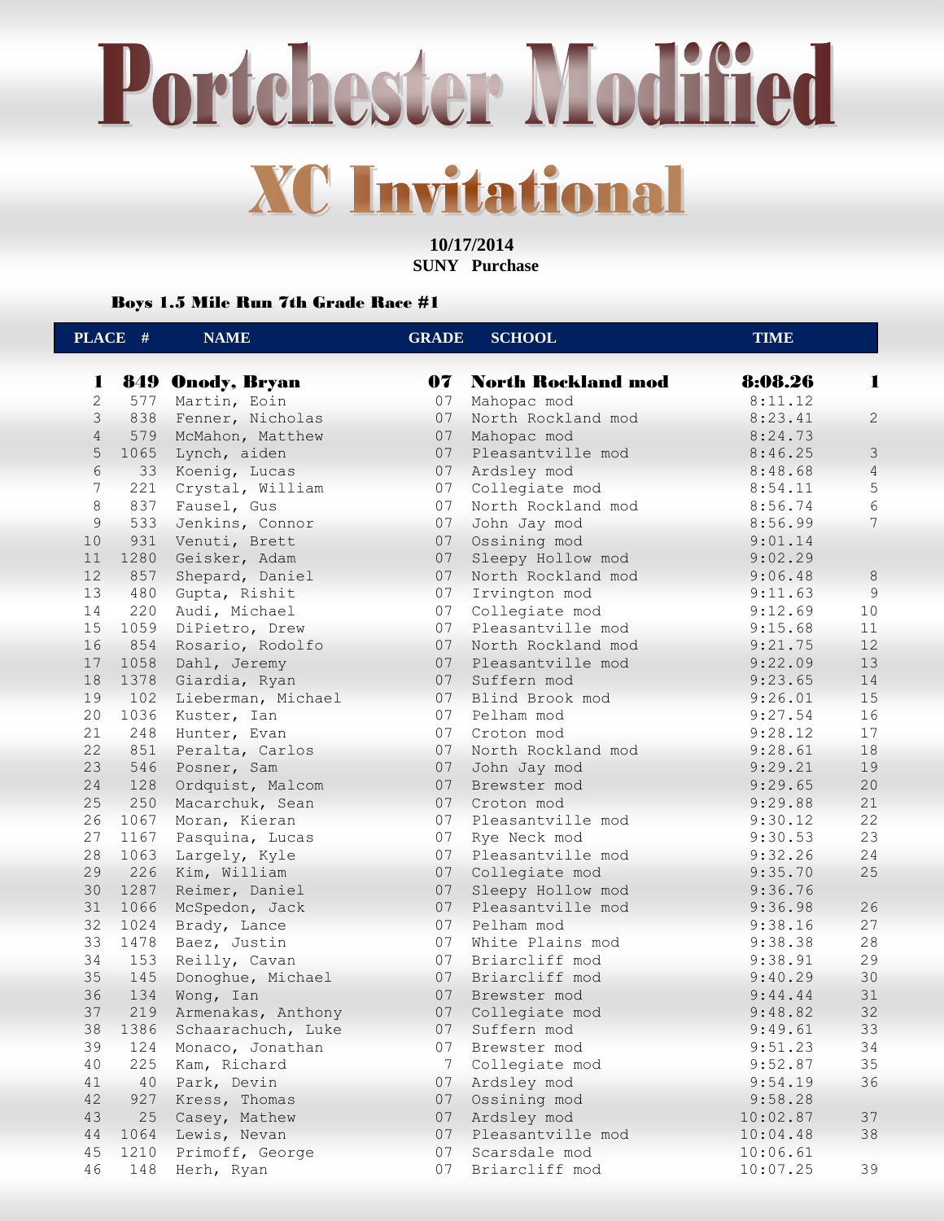# Portchester Modified

## XC Invitational

**10/17/2014**
**SUNY Purchase**

### Boys 1.5 Mile Run 7th Grade Race #1

| PLACE | # | NAME | GRADE | SCHOOL | TIME | |
|---|---|---|---|---|---|---|
| **1** | **849** | **Onody, Bryan** | **07** | **North Rockland mod** | **8:08.26** | **1** |
| 2 | 577 | Martin, Eoin | 07 | Mahopac mod | 8:11.12 | |
| 3 | 838 | Fenner, Nicholas | 07 | North Rockland mod | 8:23.41 | 2 |
| 4 | 579 | McMahon, Matthew | 07 | Mahopac mod | 8:24.73 | |
| 5 | 1065 | Lynch, aiden | 07 | Pleasantville mod | 8:46.25 | 3 |
| 6 | 33 | Koenig, Lucas | 07 | Ardsley mod | 8:48.68 | 4 |
| 7 | 221 | Crystal, William | 07 | Collegiate mod | 8:54.11 | 5 |
| 8 | 837 | Fausel, Gus | 07 | North Rockland mod | 8:56.74 | 6 |
| 9 | 533 | Jenkins, Connor | 07 | John Jay mod | 8:56.99 | 7 |
| 10 | 931 | Venuti, Brett | 07 | Ossining mod | 9:01.14 | |
| 11 | 1280 | Geisker, Adam | 07 | Sleepy Hollow mod | 9:02.29 | |
| 12 | 857 | Shepard, Daniel | 07 | North Rockland mod | 9:06.48 | 8 |
| 13 | 480 | Gupta, Rishit | 07 | Irvington mod | 9:11.63 | 9 |
| 14 | 220 | Audi, Michael | 07 | Collegiate mod | 9:12.69 | 10 |
| 15 | 1059 | DiPietro, Drew | 07 | Pleasantville mod | 9:15.68 | 11 |
| 16 | 854 | Rosario, Rodolfo | 07 | North Rockland mod | 9:21.75 | 12 |
| 17 | 1058 | Dahl, Jeremy | 07 | Pleasantville mod | 9:22.09 | 13 |
| 18 | 1378 | Giardia, Ryan | 07 | Suffern mod | 9:23.65 | 14 |
| 19 | 102 | Lieberman, Michael | 07 | Blind Brook mod | 9:26.01 | 15 |
| 20 | 1036 | Kuster, Ian | 07 | Pelham mod | 9:27.54 | 16 |
| 21 | 248 | Hunter, Evan | 07 | Croton mod | 9:28.12 | 17 |
| 22 | 851 | Peralta, Carlos | 07 | North Rockland mod | 9:28.61 | 18 |
| 23 | 546 | Posner, Sam | 07 | John Jay mod | 9:29.21 | 19 |
| 24 | 128 | Ordquist, Malcom | 07 | Brewster mod | 9:29.65 | 20 |
| 25 | 250 | Macarchuk, Sean | 07 | Croton mod | 9:29.88 | 21 |
| 26 | 1067 | Moran, Kieran | 07 | Pleasantville mod | 9:30.12 | 22 |
| 27 | 1167 | Pasquina, Lucas | 07 | Rye Neck mod | 9:30.53 | 23 |
| 28 | 1063 | Largely, Kyle | 07 | Pleasantville mod | 9:32.26 | 24 |
| 29 | 226 | Kim, William | 07 | Collegiate mod | 9:35.70 | 25 |
| 30 | 1287 | Reimer, Daniel | 07 | Sleepy Hollow mod | 9:36.76 | |
| 31 | 1066 | McSpedon, Jack | 07 | Pleasantville mod | 9:36.98 | 26 |
| 32 | 1024 | Brady, Lance | 07 | Pelham mod | 9:38.16 | 27 |
| 33 | 1478 | Baez, Justin | 07 | White Plains mod | 9:38.38 | 28 |
| 34 | 153 | Reilly, Cavan | 07 | Briarcliff mod | 9:38.91 | 29 |
| 35 | 145 | Donoghue, Michael | 07 | Briarcliff mod | 9:40.29 | 30 |
| 36 | 134 | Wong, Ian | 07 | Brewster mod | 9:44.44 | 31 |
| 37 | 219 | Armenakas, Anthony | 07 | Collegiate mod | 9:48.82 | 32 |
| 38 | 1386 | Schaarachuch, Luke | 07 | Suffern mod | 9:49.61 | 33 |
| 39 | 124 | Monaco, Jonathan | 07 | Brewster mod | 9:51.23 | 34 |
| 40 | 225 | Kam, Richard | 7 | Collegiate mod | 9:52.87 | 35 |
| 41 | 40 | Park, Devin | 07 | Ardsley mod | 9:54.19 | 36 |
| 42 | 927 | Kress, Thomas | 07 | Ossining mod | 9:58.28 | |
| 43 | 25 | Casey, Mathew | 07 | Ardsley mod | 10:02.87 | 37 |
| 44 | 1064 | Lewis, Nevan | 07 | Pleasantville mod | 10:04.48 | 38 |
| 45 | 1210 | Primoff, George | 07 | Scarsdale mod | 10:06.61 | |
| 46 | 148 | Herh, Ryan | 07 | Briarcliff mod | 10:07.25 | 39 |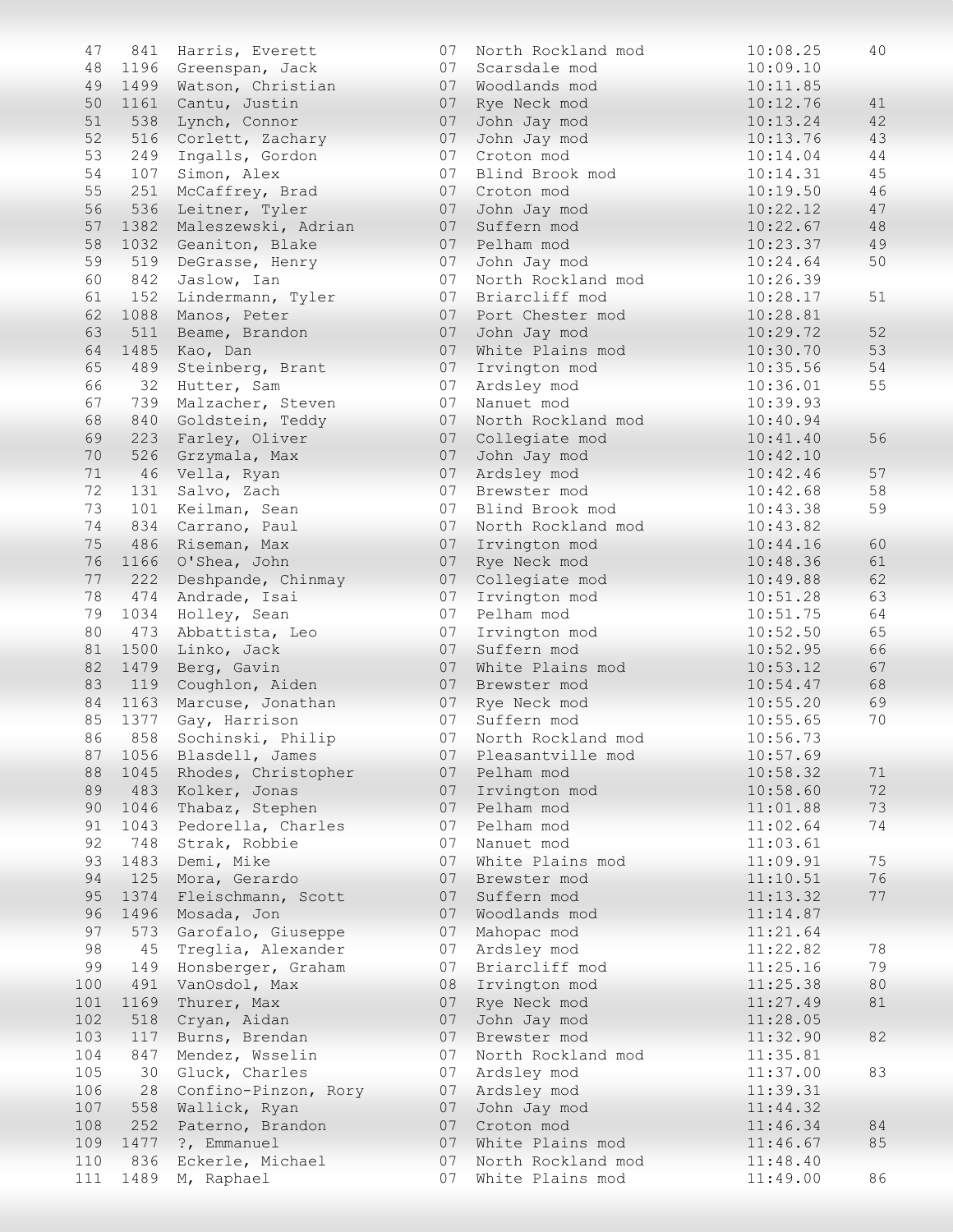| Place | Bib | Name | Grade | Team | Time | Score |
|---|---|---|---|---|---|---|
| 47 | 841 | Harris, Everett | 07 | North Rockland mod | 10:08.25 | 40 |
| 48 | 1196 | Greenspan, Jack | 07 | Scarsdale mod | 10:09.10 | |
| 49 | 1499 | Watson, Christian | 07 | Woodlands mod | 10:11.85 | |
| 50 | 1161 | Cantu, Justin | 07 | Rye Neck mod | 10:12.76 | 41 |
| 51 | 538 | Lynch, Connor | 07 | John Jay mod | 10:13.24 | 42 |
| 52 | 516 | Corlett, Zachary | 07 | John Jay mod | 10:13.76 | 43 |
| 53 | 249 | Ingalls, Gordon | 07 | Croton mod | 10:14.04 | 44 |
| 54 | 107 | Simon, Alex | 07 | Blind Brook mod | 10:14.31 | 45 |
| 55 | 251 | McCaffrey, Brad | 07 | Croton mod | 10:19.50 | 46 |
| 56 | 536 | Leitner, Tyler | 07 | John Jay mod | 10:22.12 | 47 |
| 57 | 1382 | Maleszewski, Adrian | 07 | Suffern mod | 10:22.67 | 48 |
| 58 | 1032 | Geaniton, Blake | 07 | Pelham mod | 10:23.37 | 49 |
| 59 | 519 | DeGrasse, Henry | 07 | John Jay mod | 10:24.64 | 50 |
| 60 | 842 | Jaslow, Ian | 07 | North Rockland mod | 10:26.39 | |
| 61 | 152 | Lindermann, Tyler | 07 | Briarcliff mod | 10:28.17 | 51 |
| 62 | 1088 | Manos, Peter | 07 | Port Chester mod | 10:28.81 | |
| 63 | 511 | Beame, Brandon | 07 | John Jay mod | 10:29.72 | 52 |
| 64 | 1485 | Kao, Dan | 07 | White Plains mod | 10:30.70 | 53 |
| 65 | 489 | Steinberg, Brant | 07 | Irvington mod | 10:35.56 | 54 |
| 66 | 32 | Hutter, Sam | 07 | Ardsley mod | 10:36.01 | 55 |
| 67 | 739 | Malzacher, Steven | 07 | Nanuet mod | 10:39.93 | |
| 68 | 840 | Goldstein, Teddy | 07 | North Rockland mod | 10:40.94 | |
| 69 | 223 | Farley, Oliver | 07 | Collegiate mod | 10:41.40 | 56 |
| 70 | 526 | Grzymala, Max | 07 | John Jay mod | 10:42.10 | |
| 71 | 46 | Vella, Ryan | 07 | Ardsley mod | 10:42.46 | 57 |
| 72 | 131 | Salvo, Zach | 07 | Brewster mod | 10:42.68 | 58 |
| 73 | 101 | Keilman, Sean | 07 | Blind Brook mod | 10:43.38 | 59 |
| 74 | 834 | Carrano, Paul | 07 | North Rockland mod | 10:43.82 | |
| 75 | 486 | Riseman, Max | 07 | Irvington mod | 10:44.16 | 60 |
| 76 | 1166 | O'Shea, John | 07 | Rye Neck mod | 10:48.36 | 61 |
| 77 | 222 | Deshpande, Chinmay | 07 | Collegiate mod | 10:49.88 | 62 |
| 78 | 474 | Andrade, Isai | 07 | Irvington mod | 10:51.28 | 63 |
| 79 | 1034 | Holley, Sean | 07 | Pelham mod | 10:51.75 | 64 |
| 80 | 473 | Abbattista, Leo | 07 | Irvington mod | 10:52.50 | 65 |
| 81 | 1500 | Linko, Jack | 07 | Suffern mod | 10:52.95 | 66 |
| 82 | 1479 | Berg, Gavin | 07 | White Plains mod | 10:53.12 | 67 |
| 83 | 119 | Coughlon, Aiden | 07 | Brewster mod | 10:54.47 | 68 |
| 84 | 1163 | Marcuse, Jonathan | 07 | Rye Neck mod | 10:55.20 | 69 |
| 85 | 1377 | Gay, Harrison | 07 | Suffern mod | 10:55.65 | 70 |
| 86 | 858 | Sochinski, Philip | 07 | North Rockland mod | 10:56.73 | |
| 87 | 1056 | Blasdell, James | 07 | Pleasantville mod | 10:57.69 | |
| 88 | 1045 | Rhodes, Christopher | 07 | Pelham mod | 10:58.32 | 71 |
| 89 | 483 | Kolker, Jonas | 07 | Irvington mod | 10:58.60 | 72 |
| 90 | 1046 | Thabaz, Stephen | 07 | Pelham mod | 11:01.88 | 73 |
| 91 | 1043 | Pedorella, Charles | 07 | Pelham mod | 11:02.64 | 74 |
| 92 | 748 | Strak, Robbie | 07 | Nanuet mod | 11:03.61 | |
| 93 | 1483 | Demi, Mike | 07 | White Plains mod | 11:09.91 | 75 |
| 94 | 125 | Mora, Gerardo | 07 | Brewster mod | 11:10.51 | 76 |
| 95 | 1374 | Fleischmann, Scott | 07 | Suffern mod | 11:13.32 | 77 |
| 96 | 1496 | Mosada, Jon | 07 | Woodlands mod | 11:14.87 | |
| 97 | 573 | Garofalo, Giuseppe | 07 | Mahopac mod | 11:21.64 | |
| 98 | 45 | Treglia, Alexander | 07 | Ardsley mod | 11:22.82 | 78 |
| 99 | 149 | Honsberger, Graham | 07 | Briarcliff mod | 11:25.16 | 79 |
| 100 | 491 | VanOsdol, Max | 08 | Irvington mod | 11:25.38 | 80 |
| 101 | 1169 | Thurer, Max | 07 | Rye Neck mod | 11:27.49 | 81 |
| 102 | 518 | Cryan, Aidan | 07 | John Jay mod | 11:28.05 | |
| 103 | 117 | Burns, Brendan | 07 | Brewster mod | 11:32.90 | 82 |
| 104 | 847 | Mendez, Wsselin | 07 | North Rockland mod | 11:35.81 | |
| 105 | 30 | Gluck, Charles | 07 | Ardsley mod | 11:37.00 | 83 |
| 106 | 28 | Confino-Pinzon, Rory | 07 | Ardsley mod | 11:39.31 | |
| 107 | 558 | Wallick, Ryan | 07 | John Jay mod | 11:44.32 | |
| 108 | 252 | Paterno, Brandon | 07 | Croton mod | 11:46.34 | 84 |
| 109 | 1477 | ?, Emmanuel | 07 | White Plains mod | 11:46.67 | 85 |
| 110 | 836 | Eckerle, Michael | 07 | North Rockland mod | 11:48.40 | |
| 111 | 1489 | M, Raphael | 07 | White Plains mod | 11:49.00 | 86 |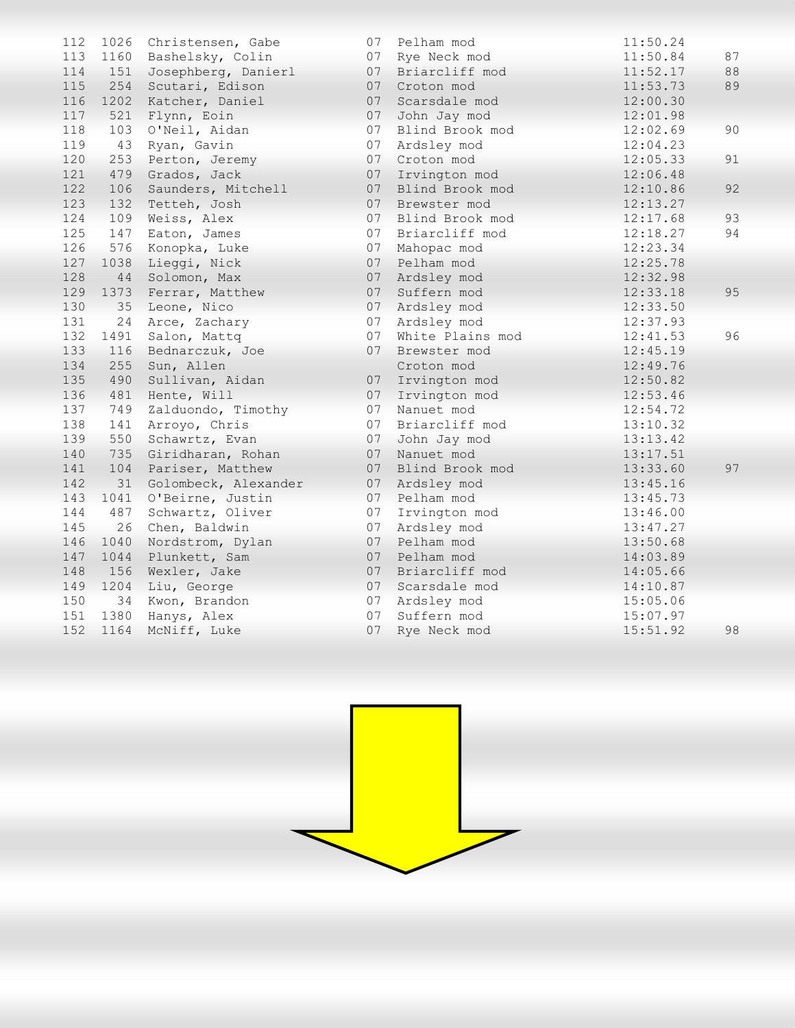| | | | | | | |
|---|---|---|---|---|---|---|
| 112 | 1026 | Christensen, Gabe | 07 | Pelham mod | 11:50.24 | |
| 113 | 1160 | Bashelsky, Colin | 07 | Rye Neck mod | 11:50.84 | 87 |
| 114 | 151 | Josephberg, Danierl | 07 | Briarcliff mod | 11:52.17 | 88 |
| 115 | 254 | Scutari, Edison | 07 | Croton mod | 11:53.73 | 89 |
| 116 | 1202 | Katcher, Daniel | 07 | Scarsdale mod | 12:00.30 | |
| 117 | 521 | Flynn, Eoin | 07 | John Jay mod | 12:01.98 | |
| 118 | 103 | O'Neil, Aidan | 07 | Blind Brook mod | 12:02.69 | 90 |
| 119 | 43 | Ryan, Gavin | 07 | Ardsley mod | 12:04.23 | |
| 120 | 253 | Perton, Jeremy | 07 | Croton mod | 12:05.33 | 91 |
| 121 | 479 | Grados, Jack | 07 | Irvington mod | 12:06.48 | |
| 122 | 106 | Saunders, Mitchell | 07 | Blind Brook mod | 12:10.86 | 92 |
| 123 | 132 | Tetteh, Josh | 07 | Brewster mod | 12:13.27 | |
| 124 | 109 | Weiss, Alex | 07 | Blind Brook mod | 12:17.68 | 93 |
| 125 | 147 | Eaton, James | 07 | Briarcliff mod | 12:18.27 | 94 |
| 126 | 576 | Konopka, Luke | 07 | Mahopac mod | 12:23.34 | |
| 127 | 1038 | Lieggi, Nick | 07 | Pelham mod | 12:25.78 | |
| 128 | 44 | Solomon, Max | 07 | Ardsley mod | 12:32.98 | |
| 129 | 1373 | Ferrar, Matthew | 07 | Suffern mod | 12:33.18 | 95 |
| 130 | 35 | Leone, Nico | 07 | Ardsley mod | 12:33.50 | |
| 131 | 24 | Arce, Zachary | 07 | Ardsley mod | 12:37.93 | |
| 132 | 1491 | Salon, Mattq | 07 | White Plains mod | 12:41.53 | 96 |
| 133 | 116 | Bednarczuk, Joe | 07 | Brewster mod | 12:45.19 | |
| 134 | 255 | Sun, Allen | | Croton mod | 12:49.76 | |
| 135 | 490 | Sullivan, Aidan | 07 | Irvington mod | 12:50.82 | |
| 136 | 481 | Hente, Will | 07 | Irvington mod | 12:53.46 | |
| 137 | 749 | Zalduondo, Timothy | 07 | Nanuet mod | 12:54.72 | |
| 138 | 141 | Arroyo, Chris | 07 | Briarcliff mod | 13:10.32 | |
| 139 | 550 | Schawrtz, Evan | 07 | John Jay mod | 13:13.42 | |
| 140 | 735 | Giridharan, Rohan | 07 | Nanuet mod | 13:17.51 | |
| 141 | 104 | Pariser, Matthew | 07 | Blind Brook mod | 13:33.60 | 97 |
| 142 | 31 | Golombeck, Alexander | 07 | Ardsley mod | 13:45.16 | |
| 143 | 1041 | O'Beirne, Justin | 07 | Pelham mod | 13:45.73 | |
| 144 | 487 | Schwartz, Oliver | 07 | Irvington mod | 13:46.00 | |
| 145 | 26 | Chen, Baldwin | 07 | Ardsley mod | 13:47.27 | |
| 146 | 1040 | Nordstrom, Dylan | 07 | Pelham mod | 13:50.68 | |
| 147 | 1044 | Plunkett, Sam | 07 | Pelham mod | 14:03.89 | |
| 148 | 156 | Wexler, Jake | 07 | Briarcliff mod | 14:05.66 | |
| 149 | 1204 | Liu, George | 07 | Scarsdale mod | 14:10.87 | |
| 150 | 34 | Kwon, Brandon | 07 | Ardsley mod | 15:05.06 | |
| 151 | 1380 | Hanys, Alex | 07 | Suffern mod | 15:07.97 | |
| 152 | 1164 | McNiff, Luke | 07 | Rye Neck mod | 15:51.92 | 98 |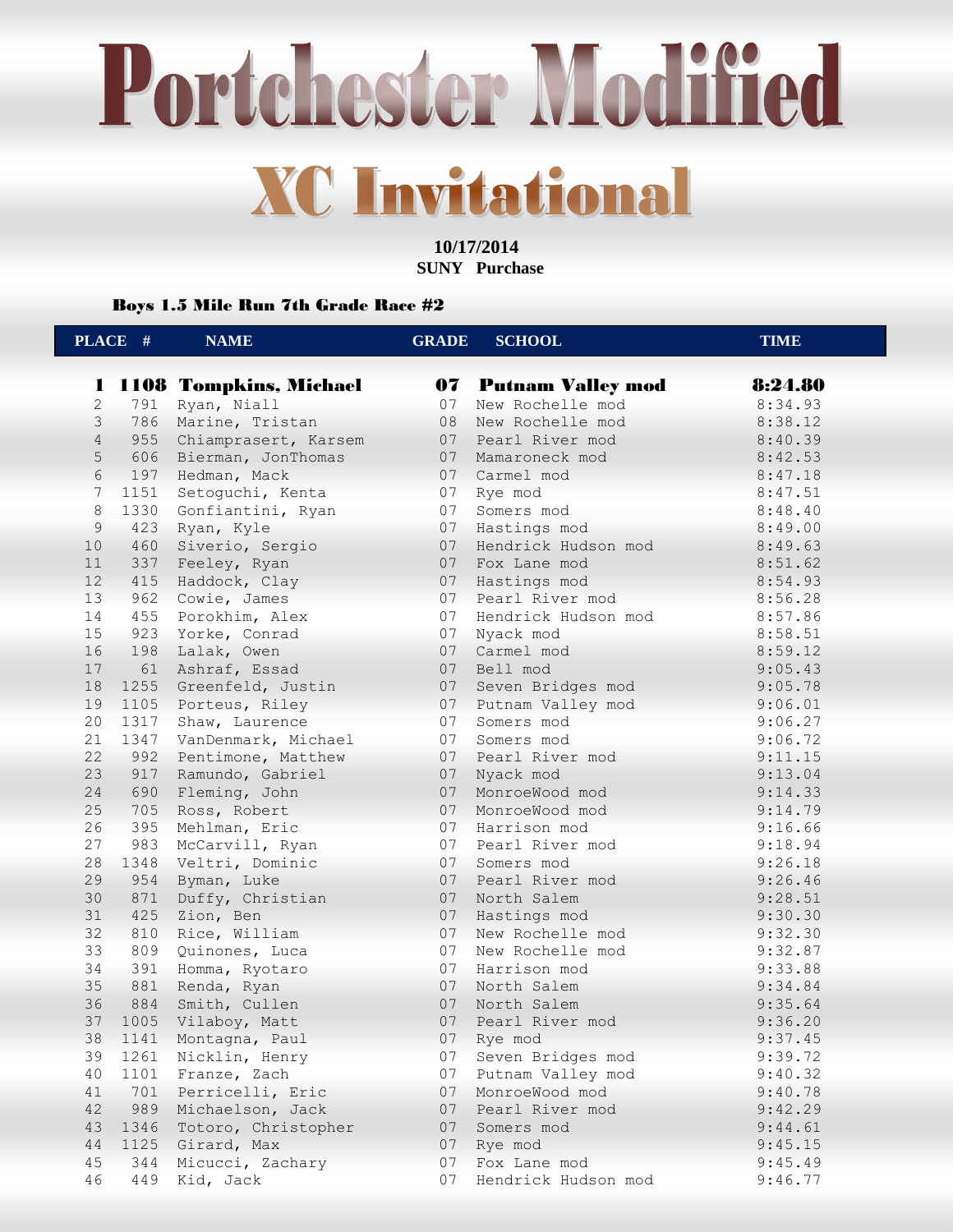# Portchester Modified

## XC Invitational

**10/17/2014**
**SUNY Purchase**

### Boys 1.5 Mile Run 7th Grade Race #2

| PLACE | # | NAME | GRADE | SCHOOL | TIME |
|---|---|---|---|---|---|
| **1** | **1108** | **Tompkins, Michael** | **07** | **Putnam Valley mod** | **8:24.80** |
| 2 | 791 | Ryan, Niall | 07 | New Rochelle mod | 8:34.93 |
| 3 | 786 | Marine, Tristan | 08 | New Rochelle mod | 8:38.12 |
| 4 | 955 | Chiamprasert, Karsem | 07 | Pearl River mod | 8:40.39 |
| 5 | 606 | Bierman, JonThomas | 07 | Mamaroneck mod | 8:42.53 |
| 6 | 197 | Hedman, Mack | 07 | Carmel mod | 8:47.18 |
| 7 | 1151 | Setoguchi, Kenta | 07 | Rye mod | 8:47.51 |
| 8 | 1330 | Gonfiantini, Ryan | 07 | Somers mod | 8:48.40 |
| 9 | 423 | Ryan, Kyle | 07 | Hastings mod | 8:49.00 |
| 10 | 460 | Siverio, Sergio | 07 | Hendrick Hudson mod | 8:49.63 |
| 11 | 337 | Feeley, Ryan | 07 | Fox Lane mod | 8:51.62 |
| 12 | 415 | Haddock, Clay | 07 | Hastings mod | 8:54.93 |
| 13 | 962 | Cowie, James | 07 | Pearl River mod | 8:56.28 |
| 14 | 455 | Porokhim, Alex | 07 | Hendrick Hudson mod | 8:57.86 |
| 15 | 923 | Yorke, Conrad | 07 | Nyack mod | 8:58.51 |
| 16 | 198 | Lalak, Owen | 07 | Carmel mod | 8:59.12 |
| 17 | 61 | Ashraf, Essad | 07 | Bell mod | 9:05.43 |
| 18 | 1255 | Greenfeld, Justin | 07 | Seven Bridges mod | 9:05.78 |
| 19 | 1105 | Porteus, Riley | 07 | Putnam Valley mod | 9:06.01 |
| 20 | 1317 | Shaw, Laurence | 07 | Somers mod | 9:06.27 |
| 21 | 1347 | VanDenmark, Michael | 07 | Somers mod | 9:06.72 |
| 22 | 992 | Pentimone, Matthew | 07 | Pearl River mod | 9:11.15 |
| 23 | 917 | Ramundo, Gabriel | 07 | Nyack mod | 9:13.04 |
| 24 | 690 | Fleming, John | 07 | MonroeWood mod | 9:14.33 |
| 25 | 705 | Ross, Robert | 07 | MonroeWood mod | 9:14.79 |
| 26 | 395 | Mehlman, Eric | 07 | Harrison mod | 9:16.66 |
| 27 | 983 | McCarvill, Ryan | 07 | Pearl River mod | 9:18.94 |
| 28 | 1348 | Veltri, Dominic | 07 | Somers mod | 9:26.18 |
| 29 | 954 | Byman, Luke | 07 | Pearl River mod | 9:26.46 |
| 30 | 871 | Duffy, Christian | 07 | North Salem | 9:28.51 |
| 31 | 425 | Zion, Ben | 07 | Hastings mod | 9:30.30 |
| 32 | 810 | Rice, William | 07 | New Rochelle mod | 9:32.30 |
| 33 | 809 | Quinones, Luca | 07 | New Rochelle mod | 9:32.87 |
| 34 | 391 | Homma, Ryotaro | 07 | Harrison mod | 9:33.88 |
| 35 | 881 | Renda, Ryan | 07 | North Salem | 9:34.84 |
| 36 | 884 | Smith, Cullen | 07 | North Salem | 9:35.64 |
| 37 | 1005 | Vilaboy, Matt | 07 | Pearl River mod | 9:36.20 |
| 38 | 1141 | Montagna, Paul | 07 | Rye mod | 9:37.45 |
| 39 | 1261 | Nicklin, Henry | 07 | Seven Bridges mod | 9:39.72 |
| 40 | 1101 | Franze, Zach | 07 | Putnam Valley mod | 9:40.32 |
| 41 | 701 | Perricelli, Eric | 07 | MonroeWood mod | 9:40.78 |
| 42 | 989 | Michaelson, Jack | 07 | Pearl River mod | 9:42.29 |
| 43 | 1346 | Totoro, Christopher | 07 | Somers mod | 9:44.61 |
| 44 | 1125 | Girard, Max | 07 | Rye mod | 9:45.15 |
| 45 | 344 | Micucci, Zachary | 07 | Fox Lane mod | 9:45.49 |
| 46 | 449 | Kid, Jack | 07 | Hendrick Hudson mod | 9:46.77 |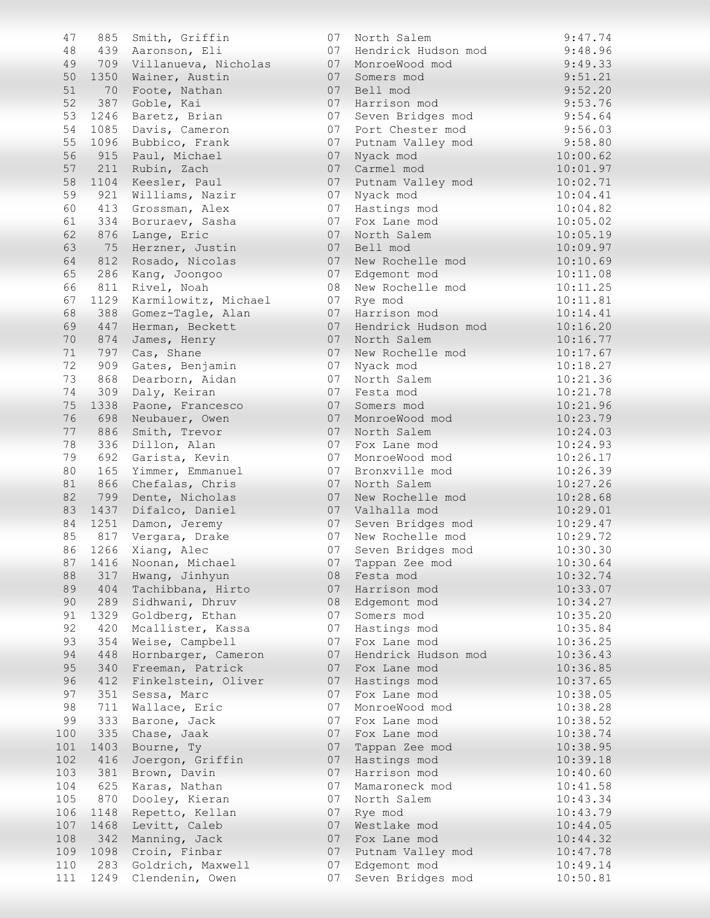| | | | | | |
|---|---|---|---|---|---|
| 47 | 885 | Smith, Griffin | 07 | North Salem | 9:47.74 |
| 48 | 439 | Aaronson, Eli | 07 | Hendrick Hudson mod | 9:48.96 |
| 49 | 709 | Villanueva, Nicholas | 07 | MonroeWood mod | 9:49.33 |
| 50 | 1350 | Wainer, Austin | 07 | Somers mod | 9:51.21 |
| 51 | 70 | Foote, Nathan | 07 | Bell mod | 9:52.20 |
| 52 | 387 | Goble, Kai | 07 | Harrison mod | 9:53.76 |
| 53 | 1246 | Baretz, Brian | 07 | Seven Bridges mod | 9:54.64 |
| 54 | 1085 | Davis, Cameron | 07 | Port Chester mod | 9:56.03 |
| 55 | 1096 | Bubbico, Frank | 07 | Putnam Valley mod | 9:58.80 |
| 56 | 915 | Paul, Michael | 07 | Nyack mod | 10:00.62 |
| 57 | 211 | Rubin, Zach | 07 | Carmel mod | 10:01.97 |
| 58 | 1104 | Keesler, Paul | 07 | Putnam Valley mod | 10:02.71 |
| 59 | 921 | Williams, Nazir | 07 | Nyack mod | 10:04.41 |
| 60 | 413 | Grossman, Alex | 07 | Hastings mod | 10:04.82 |
| 61 | 334 | Boruraev, Sasha | 07 | Fox Lane mod | 10:05.02 |
| 62 | 876 | Lange, Eric | 07 | North Salem | 10:05.19 |
| 63 | 75 | Herzner, Justin | 07 | Bell mod | 10:09.97 |
| 64 | 812 | Rosado, Nicolas | 07 | New Rochelle mod | 10:10.69 |
| 65 | 286 | Kang, Joongoo | 07 | Edgemont mod | 10:11.08 |
| 66 | 811 | Rivel, Noah | 08 | New Rochelle mod | 10:11.25 |
| 67 | 1129 | Karmilowitz, Michael | 07 | Rye mod | 10:11.81 |
| 68 | 388 | Gomez-Tagle, Alan | 07 | Harrison mod | 10:14.41 |
| 69 | 447 | Herman, Beckett | 07 | Hendrick Hudson mod | 10:16.20 |
| 70 | 874 | James, Henry | 07 | North Salem | 10:16.77 |
| 71 | 797 | Cas, Shane | 07 | New Rochelle mod | 10:17.67 |
| 72 | 909 | Gates, Benjamin | 07 | Nyack mod | 10:18.27 |
| 73 | 868 | Dearborn, Aidan | 07 | North Salem | 10:21.36 |
| 74 | 309 | Daly, Keiran | 07 | Festa mod | 10:21.78 |
| 75 | 1338 | Paone, Francesco | 07 | Somers mod | 10:21.96 |
| 76 | 698 | Neubauer, Owen | 07 | MonroeWood mod | 10:23.79 |
| 77 | 886 | Smith, Trevor | 07 | North Salem | 10:24.03 |
| 78 | 336 | Dillon, Alan | 07 | Fox Lane mod | 10:24.93 |
| 79 | 692 | Garista, Kevin | 07 | MonroeWood mod | 10:26.17 |
| 80 | 165 | Yimmer, Emmanuel | 07 | Bronxville mod | 10:26.39 |
| 81 | 866 | Chefalas, Chris | 07 | North Salem | 10:27.26 |
| 82 | 799 | Dente, Nicholas | 07 | New Rochelle mod | 10:28.68 |
| 83 | 1437 | Difalco, Daniel | 07 | Valhalla mod | 10:29.01 |
| 84 | 1251 | Damon, Jeremy | 07 | Seven Bridges mod | 10:29.47 |
| 85 | 817 | Vergara, Drake | 07 | New Rochelle mod | 10:29.72 |
| 86 | 1266 | Xiang, Alec | 07 | Seven Bridges mod | 10:30.30 |
| 87 | 1416 | Noonan, Michael | 07 | Tappan Zee mod | 10:30.64 |
| 88 | 317 | Hwang, Jinhyun | 08 | Festa mod | 10:32.74 |
| 89 | 404 | Tachibbana, Hirto | 07 | Harrison mod | 10:33.07 |
| 90 | 289 | Sidhwani, Dhruv | 08 | Edgemont mod | 10:34.27 |
| 91 | 1329 | Goldberg, Ethan | 07 | Somers mod | 10:35.20 |
| 92 | 420 | Mcallister, Kassa | 07 | Hastings mod | 10:35.84 |
| 93 | 354 | Weise, Campbell | 07 | Fox Lane mod | 10:36.25 |
| 94 | 448 | Hornbarger, Cameron | 07 | Hendrick Hudson mod | 10:36.43 |
| 95 | 340 | Freeman, Patrick | 07 | Fox Lane mod | 10:36.85 |
| 96 | 412 | Finkelstein, Oliver | 07 | Hastings mod | 10:37.65 |
| 97 | 351 | Sessa, Marc | 07 | Fox Lane mod | 10:38.05 |
| 98 | 711 | Wallace, Eric | 07 | MonroeWood mod | 10:38.28 |
| 99 | 333 | Barone, Jack | 07 | Fox Lane mod | 10:38.52 |
| 100 | 335 | Chase, Jaak | 07 | Fox Lane mod | 10:38.74 |
| 101 | 1403 | Bourne, Ty | 07 | Tappan Zee mod | 10:38.95 |
| 102 | 416 | Joergon, Griffin | 07 | Hastings mod | 10:39.18 |
| 103 | 381 | Brown, Davin | 07 | Harrison mod | 10:40.60 |
| 104 | 625 | Karas, Nathan | 07 | Mamaroneck mod | 10:41.58 |
| 105 | 870 | Dooley, Kieran | 07 | North Salem | 10:43.34 |
| 106 | 1148 | Repetto, Kellan | 07 | Rye mod | 10:43.79 |
| 107 | 1468 | Levitt, Caleb | 07 | Westlake mod | 10:44.05 |
| 108 | 342 | Manning, Jack | 07 | Fox Lane mod | 10:44.32 |
| 109 | 1098 | Croin, Finbar | 07 | Putnam Valley mod | 10:47.78 |
| 110 | 283 | Goldrich, Maxwell | 07 | Edgemont mod | 10:49.14 |
| 111 | 1249 | Clendenin, Owen | 07 | Seven Bridges mod | 10:50.81 |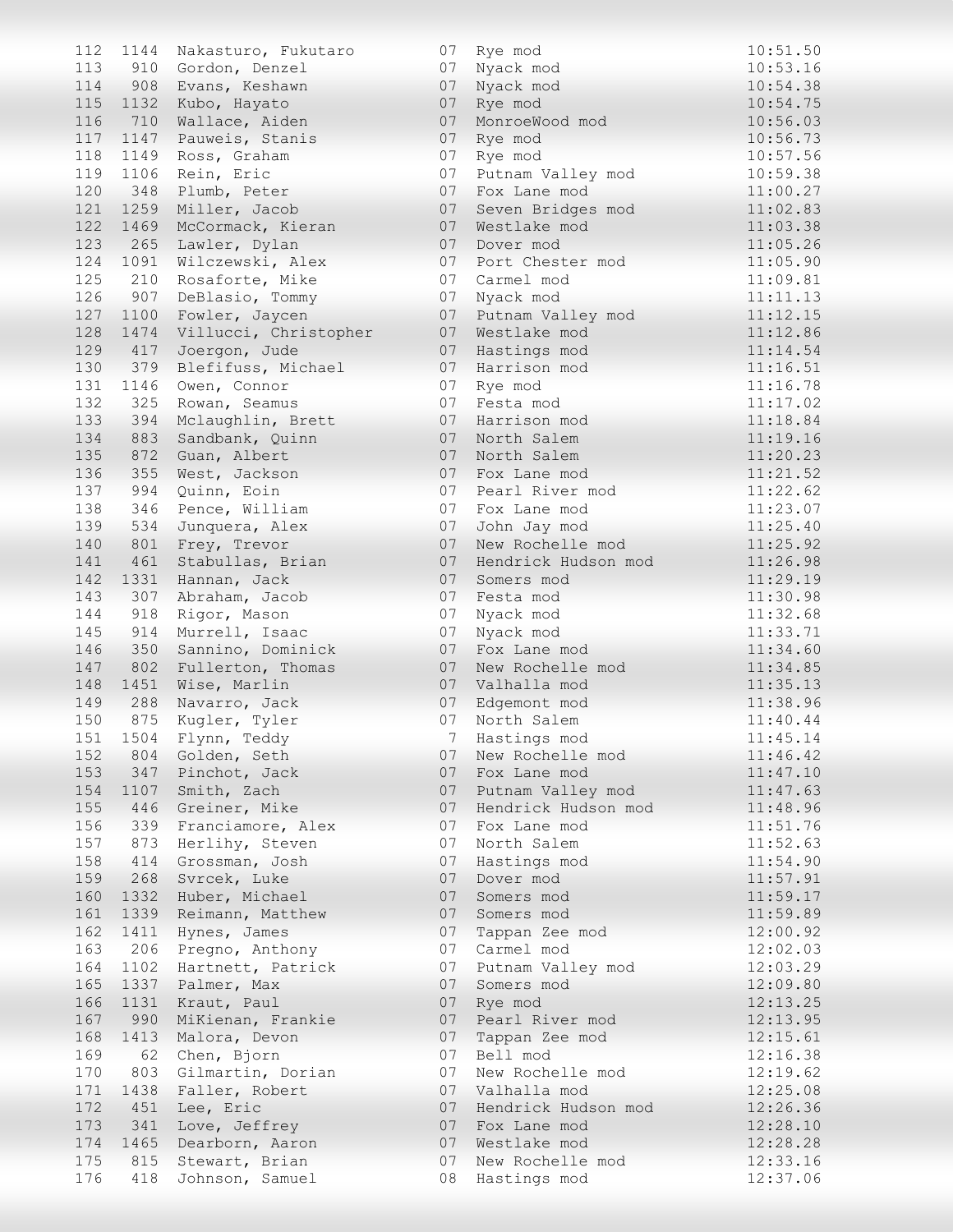| | | | | | |
|---|---|---|---|---|---|
| 112 | 1144 | Nakasturo, Fukutaro | 07 | Rye mod | 10:51.50 |
| 113 | 910 | Gordon, Denzel | 07 | Nyack mod | 10:53.16 |
| 114 | 908 | Evans, Keshawn | 07 | Nyack mod | 10:54.38 |
| 115 | 1132 | Kubo, Hayato | 07 | Rye mod | 10:54.75 |
| 116 | 710 | Wallace, Aiden | 07 | MonroeWood mod | 10:56.03 |
| 117 | 1147 | Pauweis, Stanis | 07 | Rye mod | 10:56.73 |
| 118 | 1149 | Ross, Graham | 07 | Rye mod | 10:57.56 |
| 119 | 1106 | Rein, Eric | 07 | Putnam Valley mod | 10:59.38 |
| 120 | 348 | Plumb, Peter | 07 | Fox Lane mod | 11:00.27 |
| 121 | 1259 | Miller, Jacob | 07 | Seven Bridges mod | 11:02.83 |
| 122 | 1469 | McCormack, Kieran | 07 | Westlake mod | 11:03.38 |
| 123 | 265 | Lawler, Dylan | 07 | Dover mod | 11:05.26 |
| 124 | 1091 | Wilczewski, Alex | 07 | Port Chester mod | 11:05.90 |
| 125 | 210 | Rosaforte, Mike | 07 | Carmel mod | 11:09.81 |
| 126 | 907 | DeBlasio, Tommy | 07 | Nyack mod | 11:11.13 |
| 127 | 1100 | Fowler, Jaycen | 07 | Putnam Valley mod | 11:12.15 |
| 128 | 1474 | Villucci, Christopher | 07 | Westlake mod | 11:12.86 |
| 129 | 417 | Joergon, Jude | 07 | Hastings mod | 11:14.54 |
| 130 | 379 | Blefifuss, Michael | 07 | Harrison mod | 11:16.51 |
| 131 | 1146 | Owen, Connor | 07 | Rye mod | 11:16.78 |
| 132 | 325 | Rowan, Seamus | 07 | Festa mod | 11:17.02 |
| 133 | 394 | Mclaughlin, Brett | 07 | Harrison mod | 11:18.84 |
| 134 | 883 | Sandbank, Quinn | 07 | North Salem | 11:19.16 |
| 135 | 872 | Guan, Albert | 07 | North Salem | 11:20.23 |
| 136 | 355 | West, Jackson | 07 | Fox Lane mod | 11:21.52 |
| 137 | 994 | Quinn, Eoin | 07 | Pearl River mod | 11:22.62 |
| 138 | 346 | Pence, William | 07 | Fox Lane mod | 11:23.07 |
| 139 | 534 | Junquera, Alex | 07 | John Jay mod | 11:25.40 |
| 140 | 801 | Frey, Trevor | 07 | New Rochelle mod | 11:25.92 |
| 141 | 461 | Stabullas, Brian | 07 | Hendrick Hudson mod | 11:26.98 |
| 142 | 1331 | Hannan, Jack | 07 | Somers mod | 11:29.19 |
| 143 | 307 | Abraham, Jacob | 07 | Festa mod | 11:30.98 |
| 144 | 918 | Rigor, Mason | 07 | Nyack mod | 11:32.68 |
| 145 | 914 | Murrell, Isaac | 07 | Nyack mod | 11:33.71 |
| 146 | 350 | Sannino, Dominick | 07 | Fox Lane mod | 11:34.60 |
| 147 | 802 | Fullerton, Thomas | 07 | New Rochelle mod | 11:34.85 |
| 148 | 1451 | Wise, Marlin | 07 | Valhalla mod | 11:35.13 |
| 149 | 288 | Navarro, Jack | 07 | Edgemont mod | 11:38.96 |
| 150 | 875 | Kugler, Tyler | 07 | North Salem | 11:40.44 |
| 151 | 1504 | Flynn, Teddy | 7 | Hastings mod | 11:45.14 |
| 152 | 804 | Golden, Seth | 07 | New Rochelle mod | 11:46.42 |
| 153 | 347 | Pinchot, Jack | 07 | Fox Lane mod | 11:47.10 |
| 154 | 1107 | Smith, Zach | 07 | Putnam Valley mod | 11:47.63 |
| 155 | 446 | Greiner, Mike | 07 | Hendrick Hudson mod | 11:48.96 |
| 156 | 339 | Franciamore, Alex | 07 | Fox Lane mod | 11:51.76 |
| 157 | 873 | Herlihy, Steven | 07 | North Salem | 11:52.63 |
| 158 | 414 | Grossman, Josh | 07 | Hastings mod | 11:54.90 |
| 159 | 268 | Svrcek, Luke | 07 | Dover mod | 11:57.91 |
| 160 | 1332 | Huber, Michael | 07 | Somers mod | 11:59.17 |
| 161 | 1339 | Reimann, Matthew | 07 | Somers mod | 11:59.89 |
| 162 | 1411 | Hynes, James | 07 | Tappan Zee mod | 12:00.92 |
| 163 | 206 | Pregno, Anthony | 07 | Carmel mod | 12:02.03 |
| 164 | 1102 | Hartnett, Patrick | 07 | Putnam Valley mod | 12:03.29 |
| 165 | 1337 | Palmer, Max | 07 | Somers mod | 12:09.80 |
| 166 | 1131 | Kraut, Paul | 07 | Rye mod | 12:13.25 |
| 167 | 990 | MiKienan, Frankie | 07 | Pearl River mod | 12:13.95 |
| 168 | 1413 | Malora, Devon | 07 | Tappan Zee mod | 12:15.61 |
| 169 | 62 | Chen, Bjorn | 07 | Bell mod | 12:16.38 |
| 170 | 803 | Gilmartin, Dorian | 07 | New Rochelle mod | 12:19.62 |
| 171 | 1438 | Faller, Robert | 07 | Valhalla mod | 12:25.08 |
| 172 | 451 | Lee, Eric | 07 | Hendrick Hudson mod | 12:26.36 |
| 173 | 341 | Love, Jeffrey | 07 | Fox Lane mod | 12:28.10 |
| 174 | 1465 | Dearborn, Aaron | 07 | Westlake mod | 12:28.28 |
| 175 | 815 | Stewart, Brian | 07 | New Rochelle mod | 12:33.16 |
| 176 | 418 | Johnson, Samuel | 08 | Hastings mod | 12:37.06 |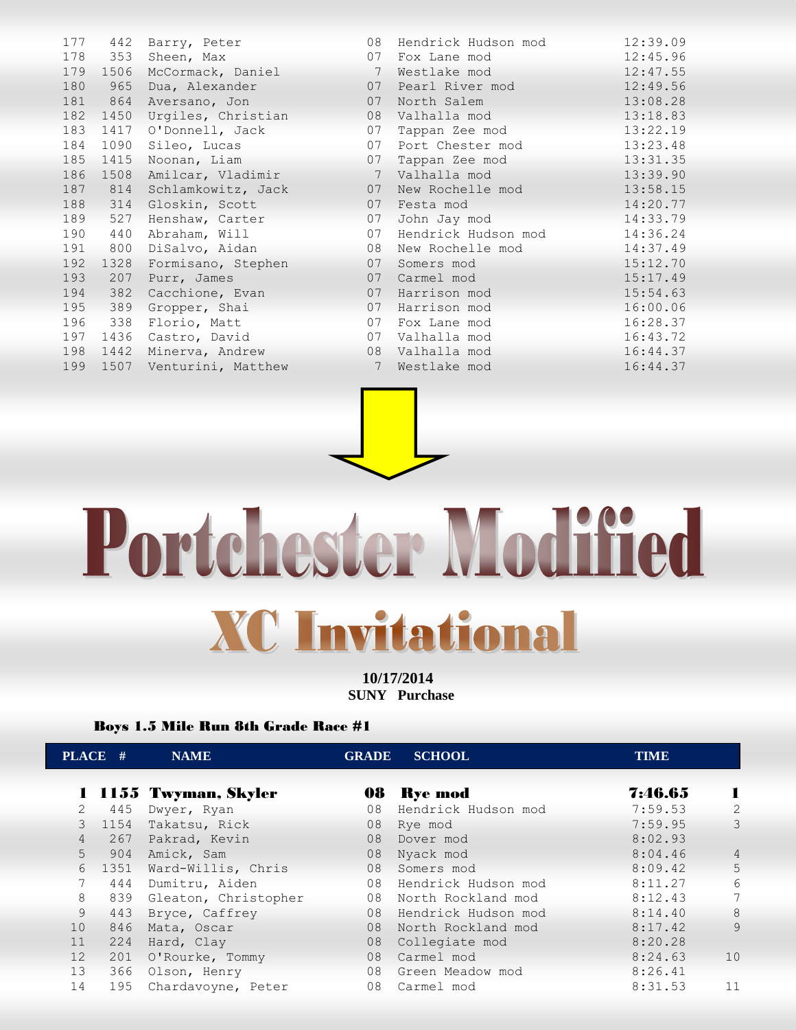| | | | | | |
|---|---|---|---|---|---|
| 177 | 442 | Barry, Peter | 08 | Hendrick Hudson mod | 12:39.09 |
| 178 | 353 | Sheen, Max | 07 | Fox Lane mod | 12:45.96 |
| 179 | 1506 | McCormack, Daniel | 7 | Westlake mod | 12:47.55 |
| 180 | 965 | Dua, Alexander | 07 | Pearl River mod | 12:49.56 |
| 181 | 864 | Aversano, Jon | 07 | North Salem | 13:08.28 |
| 182 | 1450 | Urgiles, Christian | 08 | Valhalla mod | 13:18.83 |
| 183 | 1417 | O'Donnell, Jack | 07 | Tappan Zee mod | 13:22.19 |
| 184 | 1090 | Sileo, Lucas | 07 | Port Chester mod | 13:23.48 |
| 185 | 1415 | Noonan, Liam | 07 | Tappan Zee mod | 13:31.35 |
| 186 | 1508 | Amilcar, Vladimir | 7 | Valhalla mod | 13:39.90 |
| 187 | 814 | Schlamkowitz, Jack | 07 | New Rochelle mod | 13:58.15 |
| 188 | 314 | Gloskin, Scott | 07 | Festa mod | 14:20.77 |
| 189 | 527 | Henshaw, Carter | 07 | John Jay mod | 14:33.79 |
| 190 | 440 | Abraham, Will | 07 | Hendrick Hudson mod | 14:36.24 |
| 191 | 800 | DiSalvo, Aidan | 08 | New Rochelle mod | 14:37.49 |
| 192 | 1328 | Formisano, Stephen | 07 | Somers mod | 15:12.70 |
| 193 | 207 | Purr, James | 07 | Carmel mod | 15:17.49 |
| 194 | 382 | Cacchione, Evan | 07 | Harrison mod | 15:54.63 |
| 195 | 389 | Gropper, Shai | 07 | Harrison mod | 16:00.06 |
| 196 | 338 | Florio, Matt | 07 | Fox Lane mod | 16:28.37 |
| 197 | 1436 | Castro, David | 07 | Valhalla mod | 16:43.72 |
| 198 | 1442 | Minerva, Andrew | 08 | Valhalla mod | 16:44.37 |
| 199 | 1507 | Venturini, Matthew | 7 | Westlake mod | 16:44.37 |

# Portchester Modified

## XC Invitational

**10/17/2014**
**SUNY Purchase**

### Boys 1.5 Mile Run 8th Grade Race #1

| PLACE | # | NAME | GRADE | SCHOOL | TIME | |
|---|---|---|---|---|---|---|
| **1** | **1155** | **Twyman, Skyler** | **08** | **Rye mod** | **7:46.65** | **1** |
| 2 | 445 | Dwyer, Ryan | 08 | Hendrick Hudson mod | 7:59.53 | 2 |
| 3 | 1154 | Takatsu, Rick | 08 | Rye mod | 7:59.95 | 3 |
| 4 | 267 | Pakrad, Kevin | 08 | Dover mod | 8:02.93 | |
| 5 | 904 | Amick, Sam | 08 | Nyack mod | 8:04.46 | 4 |
| 6 | 1351 | Ward-Willis, Chris | 08 | Somers mod | 8:09.42 | 5 |
| 7 | 444 | Dumitru, Aiden | 08 | Hendrick Hudson mod | 8:11.27 | 6 |
| 8 | 839 | Gleaton, Christopher | 08 | North Rockland mod | 8:12.43 | 7 |
| 9 | 443 | Bryce, Caffrey | 08 | Hendrick Hudson mod | 8:14.40 | 8 |
| 10 | 846 | Mata, Oscar | 08 | North Rockland mod | 8:17.42 | 9 |
| 11 | 224 | Hard, Clay | 08 | Collegiate mod | 8:20.28 | |
| 12 | 201 | O'Rourke, Tommy | 08 | Carmel mod | 8:24.63 | 10 |
| 13 | 366 | Olson, Henry | 08 | Green Meadow mod | 8:26.41 | |
| 14 | 195 | Chardavoyne, Peter | 08 | Carmel mod | 8:31.53 | 11 |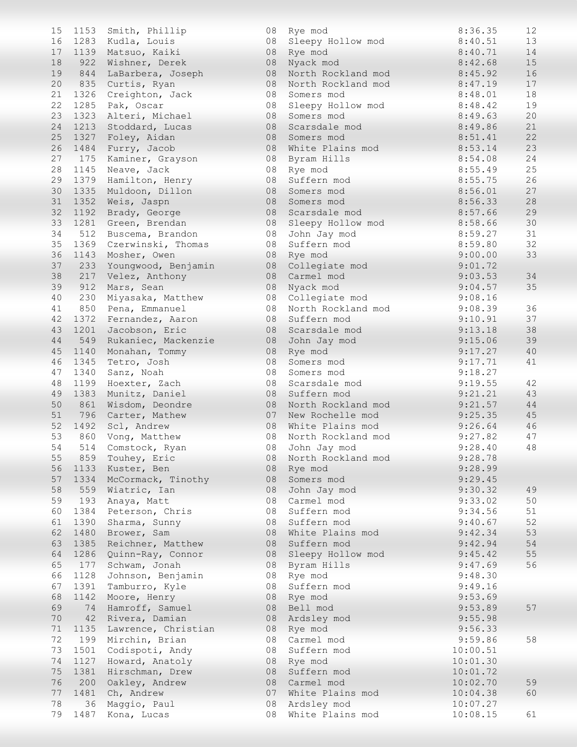| Place | Bib | Name | Grade | Team | Time | Points |
|---|---|---|---|---|---|---|
| 15 | 1153 | Smith, Phillip | 08 | Rye mod | 8:36.35 | 12 |
| 16 | 1283 | Kudla, Louis | 08 | Sleepy Hollow mod | 8:40.51 | 13 |
| 17 | 1139 | Matsuo, Kaiki | 08 | Rye mod | 8:40.71 | 14 |
| 18 | 922 | Wishner, Derek | 08 | Nyack mod | 8:42.68 | 15 |
| 19 | 844 | LaBarbera, Joseph | 08 | North Rockland mod | 8:45.92 | 16 |
| 20 | 835 | Curtis, Ryan | 08 | North Rockland mod | 8:47.19 | 17 |
| 21 | 1326 | Creighton, Jack | 08 | Somers mod | 8:48.01 | 18 |
| 22 | 1285 | Pak, Oscar | 08 | Sleepy Hollow mod | 8:48.42 | 19 |
| 23 | 1323 | Alteri, Michael | 08 | Somers mod | 8:49.63 | 20 |
| 24 | 1213 | Stoddard, Lucas | 08 | Scarsdale mod | 8:49.86 | 21 |
| 25 | 1327 | Foley, Aidan | 08 | Somers mod | 8:51.41 | 22 |
| 26 | 1484 | Furry, Jacob | 08 | White Plains mod | 8:53.14 | 23 |
| 27 | 175 | Kaminer, Grayson | 08 | Byram Hills | 8:54.08 | 24 |
| 28 | 1145 | Neave, Jack | 08 | Rye mod | 8:55.49 | 25 |
| 29 | 1379 | Hamilton, Henry | 08 | Suffern mod | 8:55.75 | 26 |
| 30 | 1335 | Muldoon, Dillon | 08 | Somers mod | 8:56.01 | 27 |
| 31 | 1352 | Weis, Jaspn | 08 | Somers mod | 8:56.33 | 28 |
| 32 | 1192 | Brady, George | 08 | Scarsdale mod | 8:57.66 | 29 |
| 33 | 1281 | Green, Brendan | 08 | Sleepy Hollow mod | 8:58.66 | 30 |
| 34 | 512 | Buscema, Brandon | 08 | John Jay mod | 8:59.27 | 31 |
| 35 | 1369 | Czerwinski, Thomas | 08 | Suffern mod | 8:59.80 | 32 |
| 36 | 1143 | Mosher, Owen | 08 | Rye mod | 9:00.00 | 33 |
| 37 | 233 | Youngwood, Benjamin | 08 | Collegiate mod | 9:01.72 | |
| 38 | 217 | Velez, Anthony | 08 | Carmel mod | 9:03.53 | 34 |
| 39 | 912 | Mars, Sean | 08 | Nyack mod | 9:04.57 | 35 |
| 40 | 230 | Miyasaka, Matthew | 08 | Collegiate mod | 9:08.16 | |
| 41 | 850 | Pena, Emmanuel | 08 | North Rockland mod | 9:08.39 | 36 |
| 42 | 1372 | Fernandez, Aaron | 08 | Suffern mod | 9:10.91 | 37 |
| 43 | 1201 | Jacobson, Eric | 08 | Scarsdale mod | 9:13.18 | 38 |
| 44 | 549 | Rukaniec, Mackenzie | 08 | John Jay mod | 9:15.06 | 39 |
| 45 | 1140 | Monahan, Tommy | 08 | Rye mod | 9:17.27 | 40 |
| 46 | 1345 | Tetro, Josh | 08 | Somers mod | 9:17.71 | 41 |
| 47 | 1340 | Sanz, Noah | 08 | Somers mod | 9:18.27 | |
| 48 | 1199 | Hoexter, Zach | 08 | Scarsdale mod | 9:19.55 | 42 |
| 49 | 1383 | Munitz, Daniel | 08 | Suffern mod | 9:21.21 | 43 |
| 50 | 861 | Wisdom, Deondre | 08 | North Rockland mod | 9:21.57 | 44 |
| 51 | 796 | Carter, Mathew | 07 | New Rochelle mod | 9:25.35 | 45 |
| 52 | 1492 | Scl, Andrew | 08 | White Plains mod | 9:26.64 | 46 |
| 53 | 860 | Vong, Matthew | 08 | North Rockland mod | 9:27.82 | 47 |
| 54 | 514 | Comstock, Ryan | 08 | John Jay mod | 9:28.40 | 48 |
| 55 | 859 | Touhey, Eric | 08 | North Rockland mod | 9:28.78 | |
| 56 | 1133 | Kuster, Ben | 08 | Rye mod | 9:28.99 | |
| 57 | 1334 | McCormack, Tinothy | 08 | Somers mod | 9:29.45 | |
| 58 | 559 | Wiatric, Ian | 08 | John Jay mod | 9:30.32 | 49 |
| 59 | 193 | Anaya, Matt | 08 | Carmel mod | 9:33.02 | 50 |
| 60 | 1384 | Peterson, Chris | 08 | Suffern mod | 9:34.56 | 51 |
| 61 | 1390 | Sharma, Sunny | 08 | Suffern mod | 9:40.67 | 52 |
| 62 | 1480 | Brower, Sam | 08 | White Plains mod | 9:42.34 | 53 |
| 63 | 1385 | Reichner, Matthew | 08 | Suffern mod | 9:42.94 | 54 |
| 64 | 1286 | Quinn-Ray, Connor | 08 | Sleepy Hollow mod | 9:45.42 | 55 |
| 65 | 177 | Schwam, Jonah | 08 | Byram Hills | 9:47.69 | 56 |
| 66 | 1128 | Johnson, Benjamin | 08 | Rye mod | 9:48.30 | |
| 67 | 1391 | Tamburro, Kyle | 08 | Suffern mod | 9:49.16 | |
| 68 | 1142 | Moore, Henry | 08 | Rye mod | 9:53.69 | |
| 69 | 74 | Hamroff, Samuel | 08 | Bell mod | 9:53.89 | 57 |
| 70 | 42 | Rivera, Damian | 08 | Ardsley mod | 9:55.98 | |
| 71 | 1135 | Lawrence, Christian | 08 | Rye mod | 9:56.33 | |
| 72 | 199 | Mirchin, Brian | 08 | Carmel mod | 9:59.86 | 58 |
| 73 | 1501 | Codispoti, Andy | 08 | Suffern mod | 10:00.51 | |
| 74 | 1127 | Howard, Anatoly | 08 | Rye mod | 10:01.30 | |
| 75 | 1381 | Hirschman, Drew | 08 | Suffern mod | 10:01.72 | |
| 76 | 200 | Oakley, Andrew | 08 | Carmel mod | 10:02.70 | 59 |
| 77 | 1481 | Ch, Andrew | 07 | White Plains mod | 10:04.38 | 60 |
| 78 | 36 | Maggio, Paul | 08 | Ardsley mod | 10:07.27 | |
| 79 | 1487 | Kona, Lucas | 08 | White Plains mod | 10:08.15 | 61 |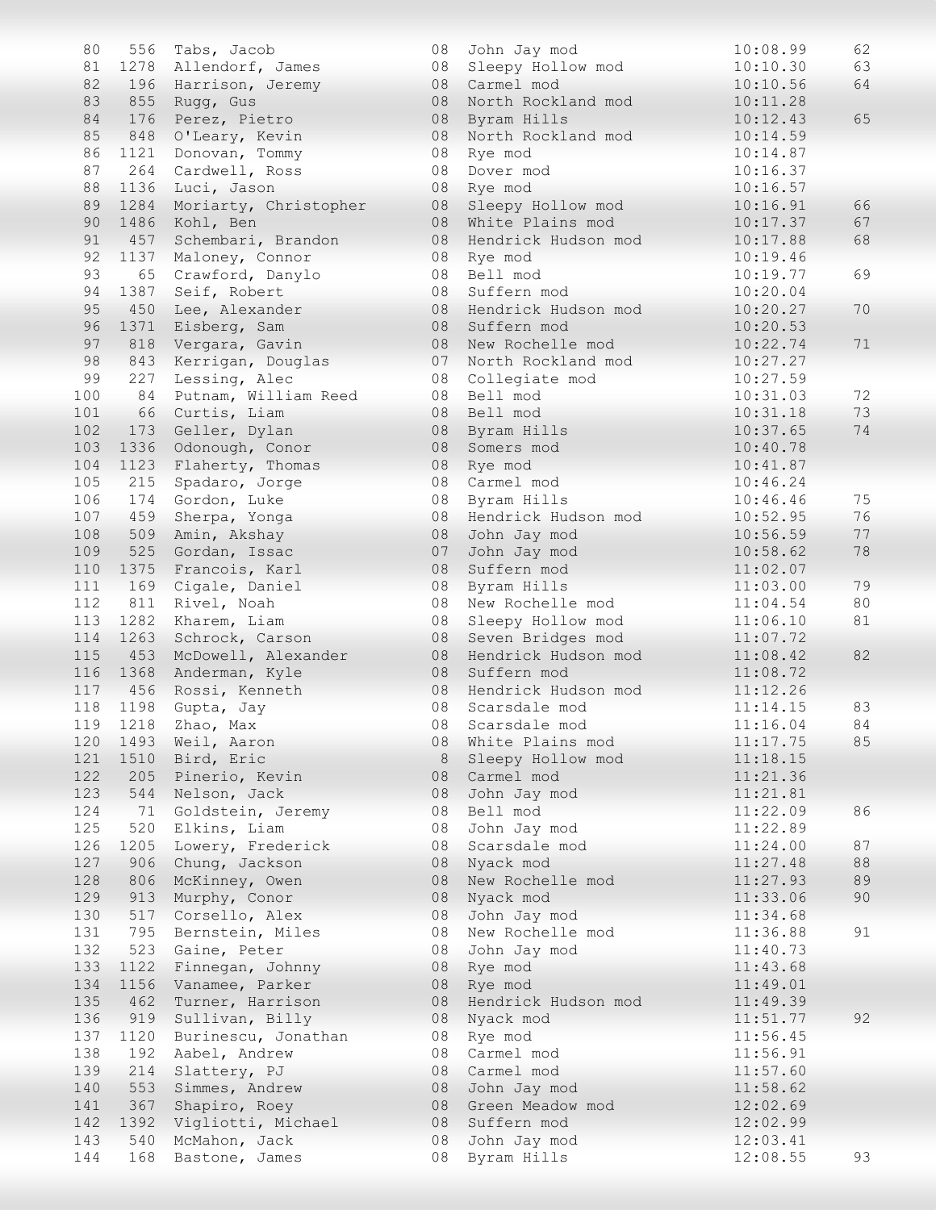| Place | Bib | Name | Grade | School | Time | Score |
|---|---|---|---|---|---|---|
| 80 | 556 | Tabs, Jacob | 08 | John Jay mod | 10:08.99 | 62 |
| 81 | 1278 | Allendorf, James | 08 | Sleepy Hollow mod | 10:10.30 | 63 |
| 82 | 196 | Harrison, Jeremy | 08 | Carmel mod | 10:10.56 | 64 |
| 83 | 855 | Rugg, Gus | 08 | North Rockland mod | 10:11.28 | |
| 84 | 176 | Perez, Pietro | 08 | Byram Hills | 10:12.43 | 65 |
| 85 | 848 | O'Leary, Kevin | 08 | North Rockland mod | 10:14.59 | |
| 86 | 1121 | Donovan, Tommy | 08 | Rye mod | 10:14.87 | |
| 87 | 264 | Cardwell, Ross | 08 | Dover mod | 10:16.37 | |
| 88 | 1136 | Luci, Jason | 08 | Rye mod | 10:16.57 | |
| 89 | 1284 | Moriarty, Christopher | 08 | Sleepy Hollow mod | 10:16.91 | 66 |
| 90 | 1486 | Kohl, Ben | 08 | White Plains mod | 10:17.37 | 67 |
| 91 | 457 | Schembari, Brandon | 08 | Hendrick Hudson mod | 10:17.88 | 68 |
| 92 | 1137 | Maloney, Connor | 08 | Rye mod | 10:19.46 | |
| 93 | 65 | Crawford, Danylo | 08 | Bell mod | 10:19.77 | 69 |
| 94 | 1387 | Seif, Robert | 08 | Suffern mod | 10:20.04 | |
| 95 | 450 | Lee, Alexander | 08 | Hendrick Hudson mod | 10:20.27 | 70 |
| 96 | 1371 | Eisberg, Sam | 08 | Suffern mod | 10:20.53 | |
| 97 | 818 | Vergara, Gavin | 08 | New Rochelle mod | 10:22.74 | 71 |
| 98 | 843 | Kerrigan, Douglas | 07 | North Rockland mod | 10:27.27 | |
| 99 | 227 | Lessing, Alec | 08 | Collegiate mod | 10:27.59 | |
| 100 | 84 | Putnam, William Reed | 08 | Bell mod | 10:31.03 | 72 |
| 101 | 66 | Curtis, Liam | 08 | Bell mod | 10:31.18 | 73 |
| 102 | 173 | Geller, Dylan | 08 | Byram Hills | 10:37.65 | 74 |
| 103 | 1336 | Odonough, Conor | 08 | Somers mod | 10:40.78 | |
| 104 | 1123 | Flaherty, Thomas | 08 | Rye mod | 10:41.87 | |
| 105 | 215 | Spadaro, Jorge | 08 | Carmel mod | 10:46.24 | |
| 106 | 174 | Gordon, Luke | 08 | Byram Hills | 10:46.46 | 75 |
| 107 | 459 | Sherpa, Yonga | 08 | Hendrick Hudson mod | 10:52.95 | 76 |
| 108 | 509 | Amin, Akshay | 08 | John Jay mod | 10:56.59 | 77 |
| 109 | 525 | Gordan, Issac | 07 | John Jay mod | 10:58.62 | 78 |
| 110 | 1375 | Francois, Karl | 08 | Suffern mod | 11:02.07 | |
| 111 | 169 | Cigale, Daniel | 08 | Byram Hills | 11:03.00 | 79 |
| 112 | 811 | Rivel, Noah | 08 | New Rochelle mod | 11:04.54 | 80 |
| 113 | 1282 | Kharem, Liam | 08 | Sleepy Hollow mod | 11:06.10 | 81 |
| 114 | 1263 | Schrock, Carson | 08 | Seven Bridges mod | 11:07.72 | |
| 115 | 453 | McDowell, Alexander | 08 | Hendrick Hudson mod | 11:08.42 | 82 |
| 116 | 1368 | Anderman, Kyle | 08 | Suffern mod | 11:08.72 | |
| 117 | 456 | Rossi, Kenneth | 08 | Hendrick Hudson mod | 11:12.26 | |
| 118 | 1198 | Gupta, Jay | 08 | Scarsdale mod | 11:14.15 | 83 |
| 119 | 1218 | Zhao, Max | 08 | Scarsdale mod | 11:16.04 | 84 |
| 120 | 1493 | Weil, Aaron | 08 | White Plains mod | 11:17.75 | 85 |
| 121 | 1510 | Bird, Eric | 8 | Sleepy Hollow mod | 11:18.15 | |
| 122 | 205 | Pinerio, Kevin | 08 | Carmel mod | 11:21.36 | |
| 123 | 544 | Nelson, Jack | 08 | John Jay mod | 11:21.81 | |
| 124 | 71 | Goldstein, Jeremy | 08 | Bell mod | 11:22.09 | 86 |
| 125 | 520 | Elkins, Liam | 08 | John Jay mod | 11:22.89 | |
| 126 | 1205 | Lowery, Frederick | 08 | Scarsdale mod | 11:24.00 | 87 |
| 127 | 906 | Chung, Jackson | 08 | Nyack mod | 11:27.48 | 88 |
| 128 | 806 | McKinney, Owen | 08 | New Rochelle mod | 11:27.93 | 89 |
| 129 | 913 | Murphy, Conor | 08 | Nyack mod | 11:33.06 | 90 |
| 130 | 517 | Corsello, Alex | 08 | John Jay mod | 11:34.68 | |
| 131 | 795 | Bernstein, Miles | 08 | New Rochelle mod | 11:36.88 | 91 |
| 132 | 523 | Gaine, Peter | 08 | John Jay mod | 11:40.73 | |
| 133 | 1122 | Finnegan, Johnny | 08 | Rye mod | 11:43.68 | |
| 134 | 1156 | Vanamee, Parker | 08 | Rye mod | 11:49.01 | |
| 135 | 462 | Turner, Harrison | 08 | Hendrick Hudson mod | 11:49.39 | |
| 136 | 919 | Sullivan, Billy | 08 | Nyack mod | 11:51.77 | 92 |
| 137 | 1120 | Burinescu, Jonathan | 08 | Rye mod | 11:56.45 | |
| 138 | 192 | Aabel, Andrew | 08 | Carmel mod | 11:56.91 | |
| 139 | 214 | Slattery, PJ | 08 | Carmel mod | 11:57.60 | |
| 140 | 553 | Simmes, Andrew | 08 | John Jay mod | 11:58.62 | |
| 141 | 367 | Shapiro, Roey | 08 | Green Meadow mod | 12:02.69 | |
| 142 | 1392 | Vigliotti, Michael | 08 | Suffern mod | 12:02.99 | |
| 143 | 540 | McMahon, Jack | 08 | John Jay mod | 12:03.41 | |
| 144 | 168 | Bastone, James | 08 | Byram Hills | 12:08.55 | 93 |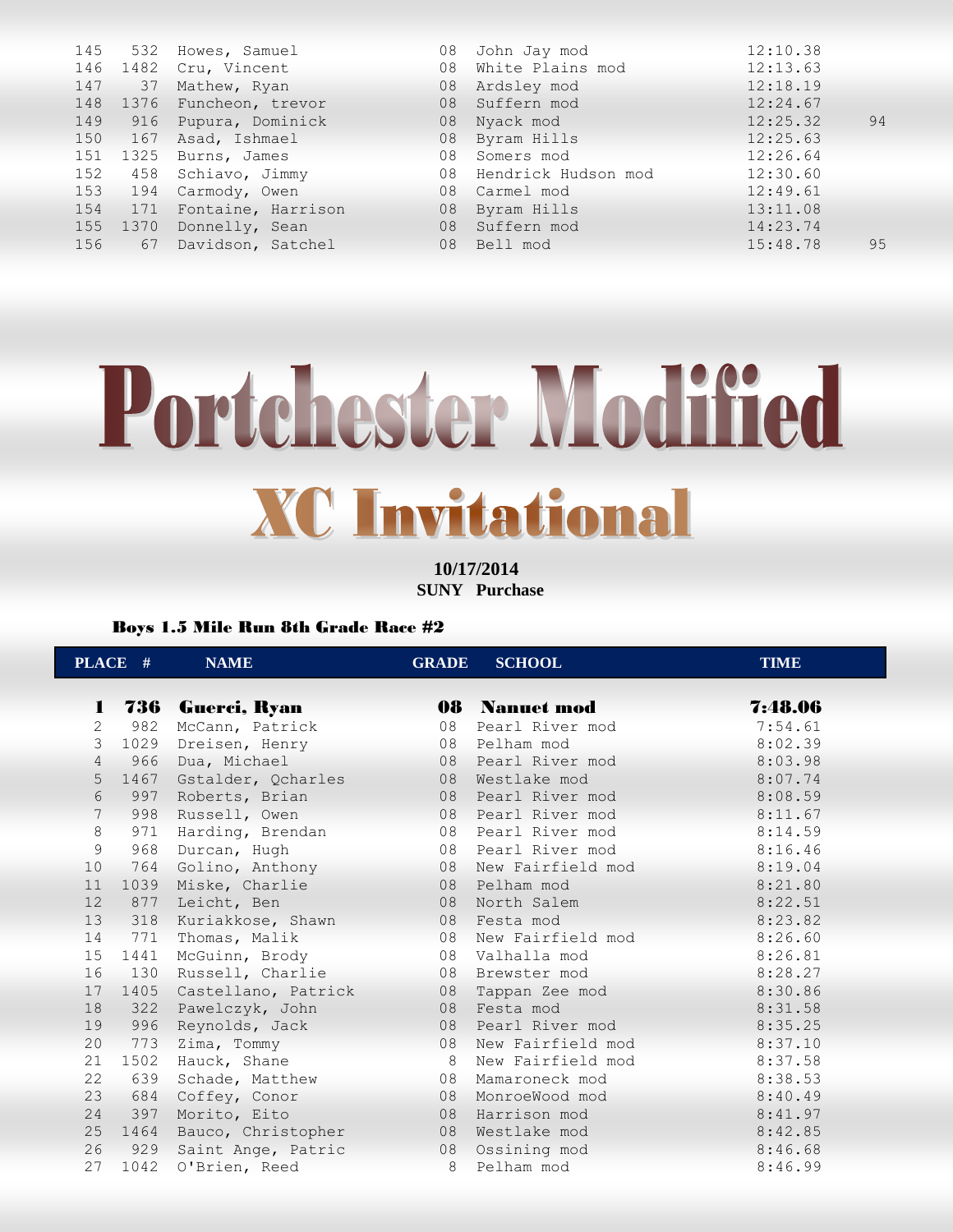| | | | | | | |
|---|---|---|---|---|---|---|
| 145 | 532 | Howes, Samuel | 08 | John Jay mod | 12:10.38 | |
| 146 | 1482 | Cru, Vincent | 08 | White Plains mod | 12:13.63 | |
| 147 | 37 | Mathew, Ryan | 08 | Ardsley mod | 12:18.19 | |
| 148 | 1376 | Funcheon, trevor | 08 | Suffern mod | 12:24.67 | |
| 149 | 916 | Pupura, Dominick | 08 | Nyack mod | 12:25.32 | 94 |
| 150 | 167 | Asad, Ishmael | 08 | Byram Hills | 12:25.63 | |
| 151 | 1325 | Burns, James | 08 | Somers mod | 12:26.64 | |
| 152 | 458 | Schiavo, Jimmy | 08 | Hendrick Hudson mod | 12:30.60 | |
| 153 | 194 | Carmody, Owen | 08 | Carmel mod | 12:49.61 | |
| 154 | 171 | Fontaine, Harrison | 08 | Byram Hills | 13:11.08 | |
| 155 | 1370 | Donnelly, Sean | 08 | Suffern mod | 14:23.74 | |
| 156 | 67 | Davidson, Satchel | 08 | Bell mod | 15:48.78 | 95 |

# Portchester Modified

## XC Invitational

**10/17/2014**
**SUNY Purchase**

### Boys 1.5 Mile Run 8th Grade Race #2

| PLACE | # | NAME | GRADE | SCHOOL | TIME |
|---|---|---|---|---|---|
| **1** | **736** | **Guerci, Ryan** | **08** | **Nanuet mod** | **7:48.06** |
| 2 | 982 | McCann, Patrick | 08 | Pearl River mod | 7:54.61 |
| 3 | 1029 | Dreisen, Henry | 08 | Pelham mod | 8:02.39 |
| 4 | 966 | Dua, Michael | 08 | Pearl River mod | 8:03.98 |
| 5 | 1467 | Gstalder, Qcharles | 08 | Westlake mod | 8:07.74 |
| 6 | 997 | Roberts, Brian | 08 | Pearl River mod | 8:08.59 |
| 7 | 998 | Russell, Owen | 08 | Pearl River mod | 8:11.67 |
| 8 | 971 | Harding, Brendan | 08 | Pearl River mod | 8:14.59 |
| 9 | 968 | Durcan, Hugh | 08 | Pearl River mod | 8:16.46 |
| 10 | 764 | Golino, Anthony | 08 | New Fairfield mod | 8:19.04 |
| 11 | 1039 | Miske, Charlie | 08 | Pelham mod | 8:21.80 |
| 12 | 877 | Leicht, Ben | 08 | North Salem | 8:22.51 |
| 13 | 318 | Kuriakkose, Shawn | 08 | Festa mod | 8:23.82 |
| 14 | 771 | Thomas, Malik | 08 | New Fairfield mod | 8:26.60 |
| 15 | 1441 | McGuinn, Brody | 08 | Valhalla mod | 8:26.81 |
| 16 | 130 | Russell, Charlie | 08 | Brewster mod | 8:28.27 |
| 17 | 1405 | Castellano, Patrick | 08 | Tappan Zee mod | 8:30.86 |
| 18 | 322 | Pawelczyk, John | 08 | Festa mod | 8:31.58 |
| 19 | 996 | Reynolds, Jack | 08 | Pearl River mod | 8:35.25 |
| 20 | 773 | Zima, Tommy | 08 | New Fairfield mod | 8:37.10 |
| 21 | 1502 | Hauck, Shane | 8 | New Fairfield mod | 8:37.58 |
| 22 | 639 | Schade, Matthew | 08 | Mamaroneck mod | 8:38.53 |
| 23 | 684 | Coffey, Conor | 08 | MonroeWood mod | 8:40.49 |
| 24 | 397 | Morito, Eito | 08 | Harrison mod | 8:41.97 |
| 25 | 1464 | Bauco, Christopher | 08 | Westlake mod | 8:42.85 |
| 26 | 929 | Saint Ange, Patric | 08 | Ossining mod | 8:46.68 |
| 27 | 1042 | O'Brien, Reed | 8 | Pelham mod | 8:46.99 |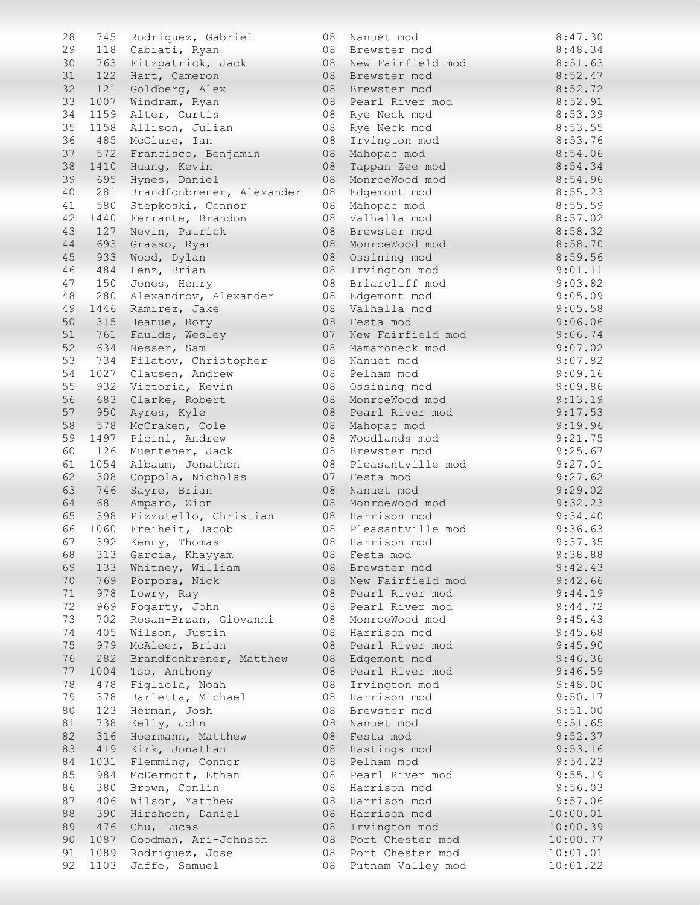| | | | | | |
|---|---|---|---|---|---|
| 28 | 745 | Rodriquez, Gabriel | 08 | Nanuet mod | 8:47.30 |
| 29 | 118 | Cabiati, Ryan | 08 | Brewster mod | 8:48.34 |
| 30 | 763 | Fitzpatrick, Jack | 08 | New Fairfield mod | 8:51.63 |
| 31 | 122 | Hart, Cameron | 08 | Brewster mod | 8:52.47 |
| 32 | 121 | Goldberg, Alex | 08 | Brewster mod | 8:52.72 |
| 33 | 1007 | Windram, Ryan | 08 | Pearl River mod | 8:52.91 |
| 34 | 1159 | Alter, Curtis | 08 | Rye Neck mod | 8:53.39 |
| 35 | 1158 | Allison, Julian | 08 | Rye Neck mod | 8:53.55 |
| 36 | 485 | McClure, Ian | 08 | Irvington mod | 8:53.76 |
| 37 | 572 | Francisco, Benjamin | 08 | Mahopac mod | 8:54.06 |
| 38 | 1410 | Huang, Kevin | 08 | Tappan Zee mod | 8:54.34 |
| 39 | 695 | Hynes, Daniel | 08 | MonroeWood mod | 8:54.96 |
| 40 | 281 | Brandfonbrener, Alexander | 08 | Edgemont mod | 8:55.23 |
| 41 | 580 | Stepkoski, Connor | 08 | Mahopac mod | 8:55.59 |
| 42 | 1440 | Ferrante, Brandon | 08 | Valhalla mod | 8:57.02 |
| 43 | 127 | Nevin, Patrick | 08 | Brewster mod | 8:58.32 |
| 44 | 693 | Grasso, Ryan | 08 | MonroeWood mod | 8:58.70 |
| 45 | 933 | Wood, Dylan | 08 | Ossining mod | 8:59.56 |
| 46 | 484 | Lenz, Brian | 08 | Irvington mod | 9:01.11 |
| 47 | 150 | Jones, Henry | 08 | Briarcliff mod | 9:03.82 |
| 48 | 280 | Alexandrov, Alexander | 08 | Edgemont mod | 9:05.09 |
| 49 | 1446 | Ramirez, Jake | 08 | Valhalla mod | 9:05.58 |
| 50 | 315 | Heanue, Rory | 08 | Festa mod | 9:06.06 |
| 51 | 761 | Faulds, Wesley | 07 | New Fairfield mod | 9:06.74 |
| 52 | 634 | Nesser, Sam | 08 | Mamaroneck mod | 9:07.02 |
| 53 | 734 | Filatov, Christopher | 08 | Nanuet mod | 9:07.82 |
| 54 | 1027 | Clausen, Andrew | 08 | Pelham mod | 9:09.16 |
| 55 | 932 | Victoria, Kevin | 08 | Ossining mod | 9:09.86 |
| 56 | 683 | Clarke, Robert | 08 | MonroeWood mod | 9:13.19 |
| 57 | 950 | Ayres, Kyle | 08 | Pearl River mod | 9:17.53 |
| 58 | 578 | McCraken, Cole | 08 | Mahopac mod | 9:19.96 |
| 59 | 1497 | Picini, Andrew | 08 | Woodlands mod | 9:21.75 |
| 60 | 126 | Muentener, Jack | 08 | Brewster mod | 9:25.67 |
| 61 | 1054 | Albaum, Jonathon | 08 | Pleasantville mod | 9:27.01 |
| 62 | 308 | Coppola, Nicholas | 07 | Festa mod | 9:27.62 |
| 63 | 746 | Sayre, Brian | 08 | Nanuet mod | 9:29.02 |
| 64 | 681 | Amparo, Zion | 08 | MonroeWood mod | 9:32.23 |
| 65 | 398 | Pizzutello, Christian | 08 | Harrison mod | 9:34.40 |
| 66 | 1060 | Freiheit, Jacob | 08 | Pleasantville mod | 9:36.63 |
| 67 | 392 | Kenny, Thomas | 08 | Harrison mod | 9:37.35 |
| 68 | 313 | Garcia, Khayyam | 08 | Festa mod | 9:38.88 |
| 69 | 133 | Whitney, William | 08 | Brewster mod | 9:42.43 |
| 70 | 769 | Porpora, Nick | 08 | New Fairfield mod | 9:42.66 |
| 71 | 978 | Lowry, Ray | 08 | Pearl River mod | 9:44.19 |
| 72 | 969 | Fogarty, John | 08 | Pearl River mod | 9:44.72 |
| 73 | 702 | Rosan-Brzan, Giovanni | 08 | MonroeWood mod | 9:45.43 |
| 74 | 405 | Wilson, Justin | 08 | Harrison mod | 9:45.68 |
| 75 | 979 | McAleer, Brian | 08 | Pearl River mod | 9:45.90 |
| 76 | 282 | Brandfonbrener, Matthew | 08 | Edgemont mod | 9:46.36 |
| 77 | 1004 | Tso, Anthony | 08 | Pearl River mod | 9:46.59 |
| 78 | 478 | Figliola, Noah | 08 | Irvington mod | 9:48.00 |
| 79 | 378 | Barletta, Michael | 08 | Harrison mod | 9:50.17 |
| 80 | 123 | Herman, Josh | 08 | Brewster mod | 9:51.00 |
| 81 | 738 | Kelly, John | 08 | Nanuet mod | 9:51.65 |
| 82 | 316 | Hoermann, Matthew | 08 | Festa mod | 9:52.37 |
| 83 | 419 | Kirk, Jonathan | 08 | Hastings mod | 9:53.16 |
| 84 | 1031 | Flemming, Connor | 08 | Pelham mod | 9:54.23 |
| 85 | 984 | McDermott, Ethan | 08 | Pearl River mod | 9:55.19 |
| 86 | 380 | Brown, Conlin | 08 | Harrison mod | 9:56.03 |
| 87 | 406 | Wilson, Matthew | 08 | Harrison mod | 9:57.06 |
| 88 | 390 | Hirshorn, Daniel | 08 | Harrison mod | 10:00.01 |
| 89 | 476 | Chu, Lucas | 08 | Irvington mod | 10:00.39 |
| 90 | 1087 | Goodman, Ari-Johnson | 08 | Port Chester mod | 10:00.77 |
| 91 | 1089 | Rodriguez, Jose | 08 | Port Chester mod | 10:01.01 |
| 92 | 1103 | Jaffe, Samuel | 08 | Putnam Valley mod | 10:01.22 |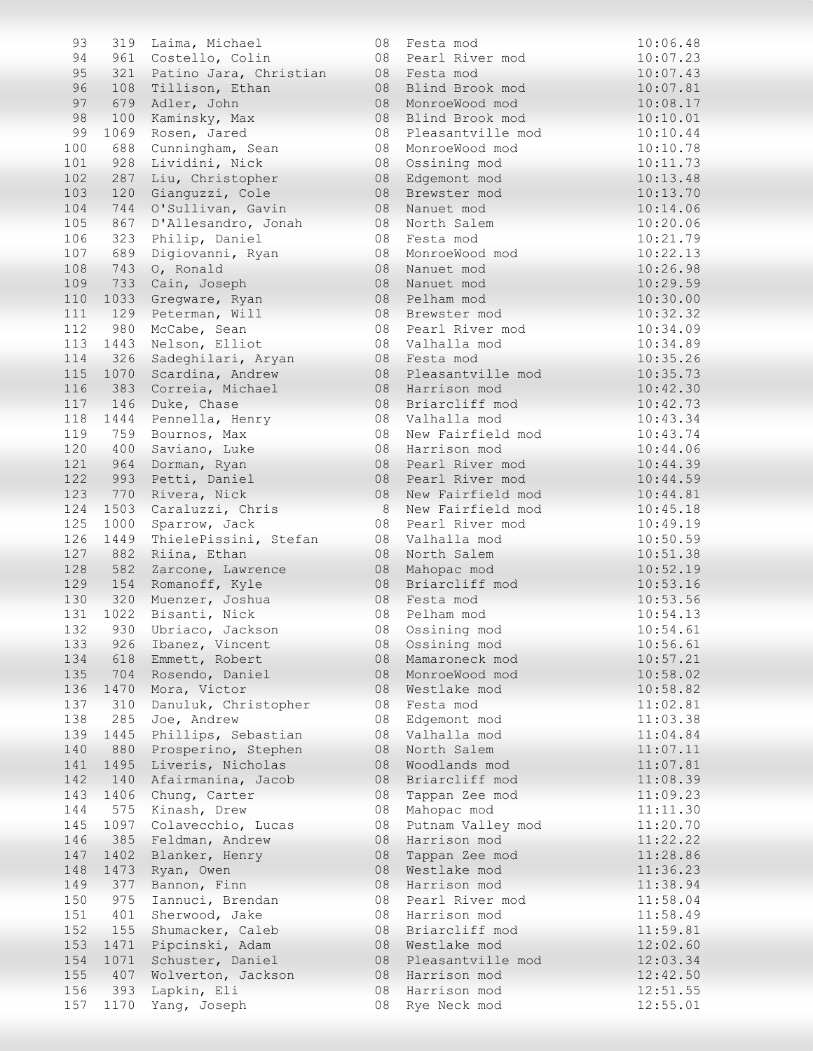| | | | | | |
|---|---|---|---|---|---|
| 93 | 319 | Laima, Michael | 08 | Festa mod | 10:06.48 |
| 94 | 961 | Costello, Colin | 08 | Pearl River mod | 10:07.23 |
| 95 | 321 | Patino Jara, Christian | 08 | Festa mod | 10:07.43 |
| 96 | 108 | Tillison, Ethan | 08 | Blind Brook mod | 10:07.81 |
| 97 | 679 | Adler, John | 08 | MonroeWood mod | 10:08.17 |
| 98 | 100 | Kaminsky, Max | 08 | Blind Brook mod | 10:10.01 |
| 99 | 1069 | Rosen, Jared | 08 | Pleasantville mod | 10:10.44 |
| 100 | 688 | Cunningham, Sean | 08 | MonroeWood mod | 10:10.78 |
| 101 | 928 | Lividini, Nick | 08 | Ossining mod | 10:11.73 |
| 102 | 287 | Liu, Christopher | 08 | Edgemont mod | 10:13.48 |
| 103 | 120 | Gianguzzi, Cole | 08 | Brewster mod | 10:13.70 |
| 104 | 744 | O'Sullivan, Gavin | 08 | Nanuet mod | 10:14.06 |
| 105 | 867 | D'Allesandro, Jonah | 08 | North Salem | 10:20.06 |
| 106 | 323 | Philip, Daniel | 08 | Festa mod | 10:21.79 |
| 107 | 689 | Digiovanni, Ryan | 08 | MonroeWood mod | 10:22.13 |
| 108 | 743 | O, Ronald | 08 | Nanuet mod | 10:26.98 |
| 109 | 733 | Cain, Joseph | 08 | Nanuet mod | 10:29.59 |
| 110 | 1033 | Gregware, Ryan | 08 | Pelham mod | 10:30.00 |
| 111 | 129 | Peterman, Will | 08 | Brewster mod | 10:32.32 |
| 112 | 980 | McCabe, Sean | 08 | Pearl River mod | 10:34.09 |
| 113 | 1443 | Nelson, Elliot | 08 | Valhalla mod | 10:34.89 |
| 114 | 326 | Sadeghilari, Aryan | 08 | Festa mod | 10:35.26 |
| 115 | 1070 | Scardina, Andrew | 08 | Pleasantville mod | 10:35.73 |
| 116 | 383 | Correia, Michael | 08 | Harrison mod | 10:42.30 |
| 117 | 146 | Duke, Chase | 08 | Briarcliff mod | 10:42.73 |
| 118 | 1444 | Pennella, Henry | 08 | Valhalla mod | 10:43.34 |
| 119 | 759 | Bournos, Max | 08 | New Fairfield mod | 10:43.74 |
| 120 | 400 | Saviano, Luke | 08 | Harrison mod | 10:44.06 |
| 121 | 964 | Dorman, Ryan | 08 | Pearl River mod | 10:44.39 |
| 122 | 993 | Petti, Daniel | 08 | Pearl River mod | 10:44.59 |
| 123 | 770 | Rivera, Nick | 08 | New Fairfield mod | 10:44.81 |
| 124 | 1503 | Caraluzzi, Chris | 8 | New Fairfield mod | 10:45.18 |
| 125 | 1000 | Sparrow, Jack | 08 | Pearl River mod | 10:49.19 |
| 126 | 1449 | ThielePissini, Stefan | 08 | Valhalla mod | 10:50.59 |
| 127 | 882 | Riina, Ethan | 08 | North Salem | 10:51.38 |
| 128 | 582 | Zarcone, Lawrence | 08 | Mahopac mod | 10:52.19 |
| 129 | 154 | Romanoff, Kyle | 08 | Briarcliff mod | 10:53.16 |
| 130 | 320 | Muenzer, Joshua | 08 | Festa mod | 10:53.56 |
| 131 | 1022 | Bisanti, Nick | 08 | Pelham mod | 10:54.13 |
| 132 | 930 | Ubriaco, Jackson | 08 | Ossining mod | 10:54.61 |
| 133 | 926 | Ibanez, Vincent | 08 | Ossining mod | 10:56.61 |
| 134 | 618 | Emmett, Robert | 08 | Mamaroneck mod | 10:57.21 |
| 135 | 704 | Rosendo, Daniel | 08 | MonroeWood mod | 10:58.02 |
| 136 | 1470 | Mora, Victor | 08 | Westlake mod | 10:58.82 |
| 137 | 310 | Danuluk, Christopher | 08 | Festa mod | 11:02.81 |
| 138 | 285 | Joe, Andrew | 08 | Edgemont mod | 11:03.38 |
| 139 | 1445 | Phillips, Sebastian | 08 | Valhalla mod | 11:04.84 |
| 140 | 880 | Prosperino, Stephen | 08 | North Salem | 11:07.11 |
| 141 | 1495 | Liveris, Nicholas | 08 | Woodlands mod | 11:07.81 |
| 142 | 140 | Afairmanina, Jacob | 08 | Briarcliff mod | 11:08.39 |
| 143 | 1406 | Chung, Carter | 08 | Tappan Zee mod | 11:09.23 |
| 144 | 575 | Kinash, Drew | 08 | Mahopac mod | 11:11.30 |
| 145 | 1097 | Colavecchio, Lucas | 08 | Putnam Valley mod | 11:20.70 |
| 146 | 385 | Feldman, Andrew | 08 | Harrison mod | 11:22.22 |
| 147 | 1402 | Blanker, Henry | 08 | Tappan Zee mod | 11:28.86 |
| 148 | 1473 | Ryan, Owen | 08 | Westlake mod | 11:36.23 |
| 149 | 377 | Bannon, Finn | 08 | Harrison mod | 11:38.94 |
| 150 | 975 | Iannuci, Brendan | 08 | Pearl River mod | 11:58.04 |
| 151 | 401 | Sherwood, Jake | 08 | Harrison mod | 11:58.49 |
| 152 | 155 | Shumacker, Caleb | 08 | Briarcliff mod | 11:59.81 |
| 153 | 1471 | Pipcinski, Adam | 08 | Westlake mod | 12:02.60 |
| 154 | 1071 | Schuster, Daniel | 08 | Pleasantville mod | 12:03.34 |
| 155 | 407 | Wolverton, Jackson | 08 | Harrison mod | 12:42.50 |
| 156 | 393 | Lapkin, Eli | 08 | Harrison mod | 12:51.55 |
| 157 | 1170 | Yang, Joseph | 08 | Rye Neck mod | 12:55.01 |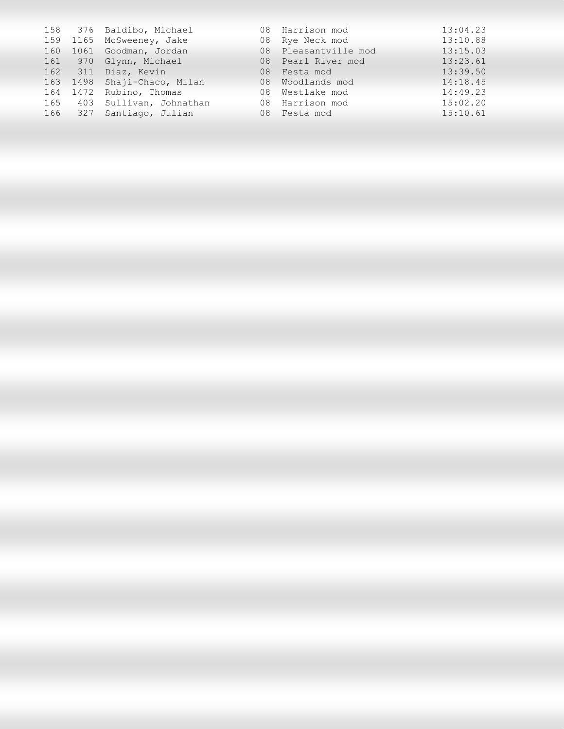| | | | | | |
|---|---|---|---|---|---|
| 158 | 376 | Baldibo, Michael | 08 | Harrison mod | 13:04.23 |
| 159 | 1165 | McSweeney, Jake | 08 | Rye Neck mod | 13:10.88 |
| 160 | 1061 | Goodman, Jordan | 08 | Pleasantville mod | 13:15.03 |
| 161 | 970 | Glynn, Michael | 08 | Pearl River mod | 13:23.61 |
| 162 | 311 | Diaz, Kevin | 08 | Festa mod | 13:39.50 |
| 163 | 1498 | Shaji-Chaco, Milan | 08 | Woodlands mod | 14:18.45 |
| 164 | 1472 | Rubino, Thomas | 08 | Westlake mod | 14:49.23 |
| 165 | 403 | Sullivan, Johnathan | 08 | Harrison mod | 15:02.20 |
| 166 | 327 | Santiago, Julian | 08 | Festa mod | 15:10.61 |